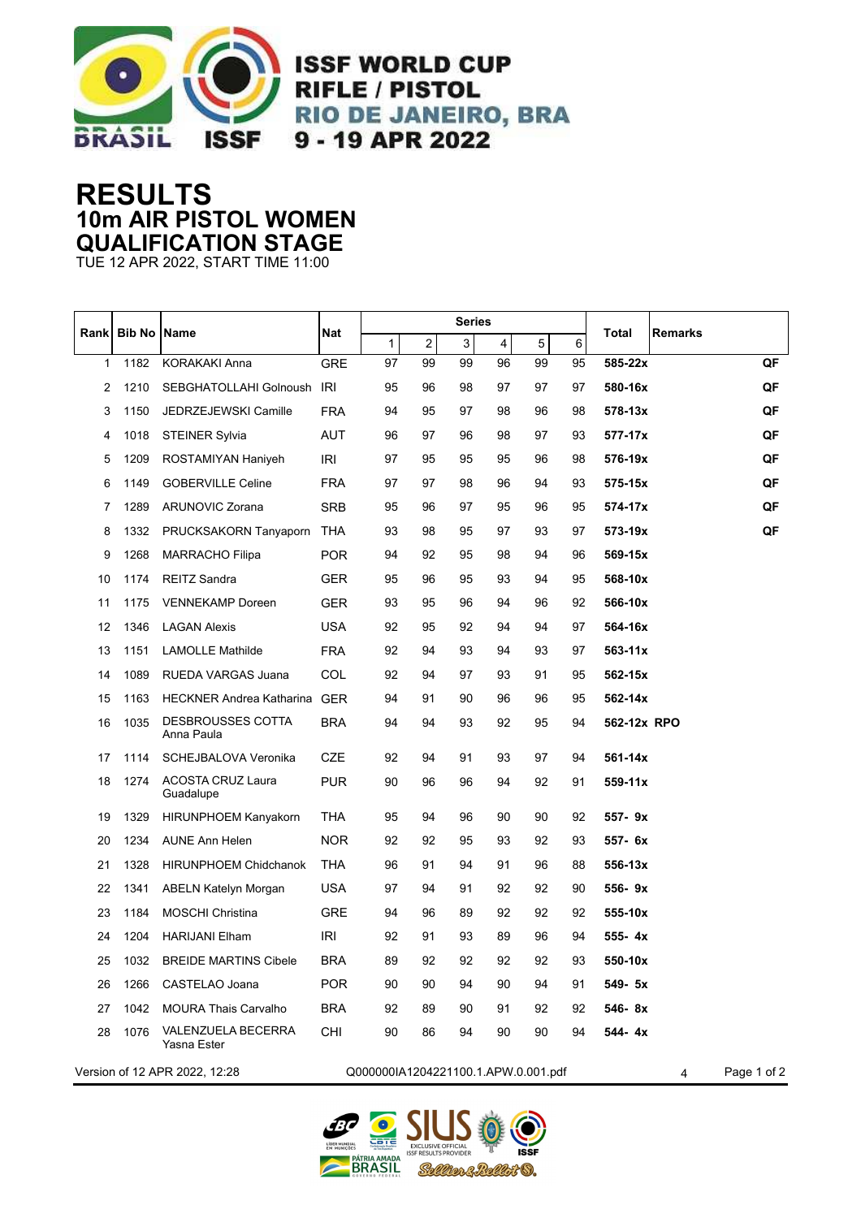ISSF WORLD CUP
RIFLE / PISTOL
RIO DE JANEIRO, BRA
9 - 19 APR 2022

# RESULTS
## 10m AIR PISTOL WOMEN
## QUALIFICATION STAGE

TUE 12 APR 2022, START TIME 11:00

| Rank | Bib No | Name | Nat | Series | | | | | | Total | Remarks | |
|---|---|---|---|---|---|---|---|---|---|---|---|---|
| | | | | 1 | 2 | 3 | 4 | 5 | 6 | | | |
| 1 | 1182 | KORAKAKI Anna | GRE | 97 | 99 | 99 | 96 | 99 | 95 | 585-22x | | QF |
| 2 | 1210 | SEBGHATOLLAHI Golnoush | IRI | 95 | 96 | 98 | 97 | 97 | 97 | 580-16x | | QF |
| 3 | 1150 | JEDRZEJEWSKI Camille | FRA | 94 | 95 | 97 | 98 | 96 | 98 | 578-13x | | QF |
| 4 | 1018 | STEINER Sylvia | AUT | 96 | 97 | 96 | 98 | 97 | 93 | 577-17x | | QF |
| 5 | 1209 | ROSTAMIYAN Haniyeh | IRI | 97 | 95 | 95 | 95 | 96 | 98 | 576-19x | | QF |
| 6 | 1149 | GOBERVILLE Celine | FRA | 97 | 97 | 98 | 96 | 94 | 93 | 575-15x | | QF |
| 7 | 1289 | ARUNOVIC Zorana | SRB | 95 | 96 | 97 | 95 | 96 | 95 | 574-17x | | QF |
| 8 | 1332 | PRUCKSAKORN Tanyaporn | THA | 93 | 98 | 95 | 97 | 93 | 97 | 573-19x | | QF |
| 9 | 1268 | MARRACHO Filipa | POR | 94 | 92 | 95 | 98 | 94 | 96 | 569-15x | | |
| 10 | 1174 | REITZ Sandra | GER | 95 | 96 | 95 | 93 | 94 | 95 | 568-10x | | |
| 11 | 1175 | VENNEKAMP Doreen | GER | 93 | 95 | 96 | 94 | 96 | 92 | 566-10x | | |
| 12 | 1346 | LAGAN Alexis | USA | 92 | 95 | 92 | 94 | 94 | 97 | 564-16x | | |
| 13 | 1151 | LAMOLLE Mathilde | FRA | 92 | 94 | 93 | 94 | 93 | 97 | 563-11x | | |
| 14 | 1089 | RUEDA VARGAS Juana | COL | 92 | 94 | 97 | 93 | 91 | 95 | 562-15x | | |
| 15 | 1163 | HECKNER Andrea Katharina | GER | 94 | 91 | 90 | 96 | 96 | 95 | 562-14x | | |
| 16 | 1035 | DESBROUSSES COTTA Anna Paula | BRA | 94 | 94 | 93 | 92 | 95 | 94 | 562-12x | RPO | |
| 17 | 1114 | SCHEJBALOVA Veronika | CZE | 92 | 94 | 91 | 93 | 97 | 94 | 561-14x | | |
| 18 | 1274 | ACOSTA CRUZ Laura Guadalupe | PUR | 90 | 96 | 96 | 94 | 92 | 91 | 559-11x | | |
| 19 | 1329 | HIRUNPHOEM Kanyakorn | THA | 95 | 94 | 96 | 90 | 90 | 92 | 557- 9x | | |
| 20 | 1234 | AUNE Ann Helen | NOR | 92 | 92 | 95 | 93 | 92 | 93 | 557- 6x | | |
| 21 | 1328 | HIRUNPHOEM Chidchanok | THA | 96 | 91 | 94 | 91 | 96 | 88 | 556-13x | | |
| 22 | 1341 | ABELN Katelyn Morgan | USA | 97 | 94 | 91 | 92 | 92 | 90 | 556- 9x | | |
| 23 | 1184 | MOSCHI Christina | GRE | 94 | 96 | 89 | 92 | 92 | 92 | 555-10x | | |
| 24 | 1204 | HARIJANI Elham | IRI | 92 | 91 | 93 | 89 | 96 | 94 | 555- 4x | | |
| 25 | 1032 | BREIDE MARTINS Cibele | BRA | 89 | 92 | 92 | 92 | 92 | 93 | 550-10x | | |
| 26 | 1266 | CASTELAO Joana | POR | 90 | 90 | 94 | 90 | 94 | 91 | 549- 5x | | |
| 27 | 1042 | MOURA Thais Carvalho | BRA | 92 | 89 | 90 | 91 | 92 | 92 | 546- 8x | | |
| 28 | 1076 | VALENZUELA BECERRA Yasna Ester | CHI | 90 | 86 | 94 | 90 | 90 | 94 | 544- 4x | | |

Version of 12 APR 2022, 12:28 Q000000IA1204221100.1.APW.0.001.pdf 4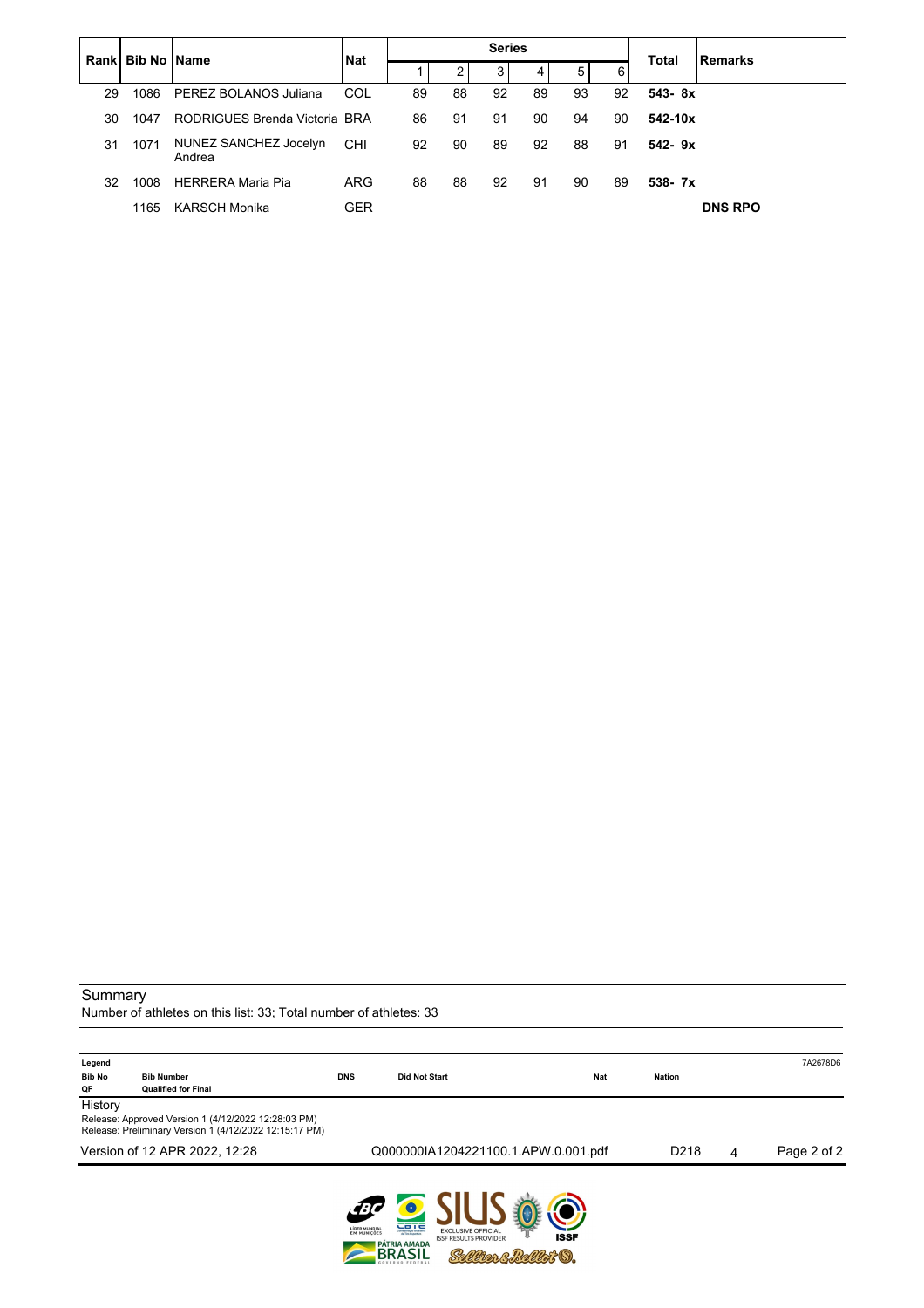| Rank | Bib No | Name | Nat | Series | | | | | | Total | Remarks |
|---|---|---|---|---|---|---|---|---|---|---|---|
| | | | | 1 | 2 | 3 | 4 | 5 | 6 | | |
| 29 | 1086 | PEREZ BOLANOS Juliana | COL | 89 | 88 | 92 | 89 | 93 | 92 | **543- 8x** | |
| 30 | 1047 | RODRIGUES Brenda Victoria | BRA | 86 | 91 | 91 | 90 | 94 | 90 | **542-10x** | |
| 31 | 1071 | NUNEZ SANCHEZ Jocelyn Andrea | CHI | 92 | 90 | 89 | 92 | 88 | 91 | **542- 9x** | |
| 32 | 1008 | HERRERA Maria Pia | ARG | 88 | 88 | 92 | 91 | 90 | 89 | **538- 7x** | |
| | 1165 | KARSCH Monika | GER | | | | | | | | **DNS RPO** |

Summary

Number of athletes on this list: 33; Total number of athletes: 33

| Legend | | | | | | 7A2678D6 |
|---|---|---|---|---|---|---|
| **Bib No** | **Bib Number** | **DNS** | **Did Not Start** | **Nat** | **Nation** | |
| **QF** | **Qualified for Final** | | | | | |

History

Release: Approved Version 1 (4/12/2022 12:28:03 PM)
Release: Preliminary Version 1 (4/12/2022 12:15:17 PM)

Version of 12 APR 2022, 12:28 Q000000IA1204221100.1.APW.0.001.pdf D218 4